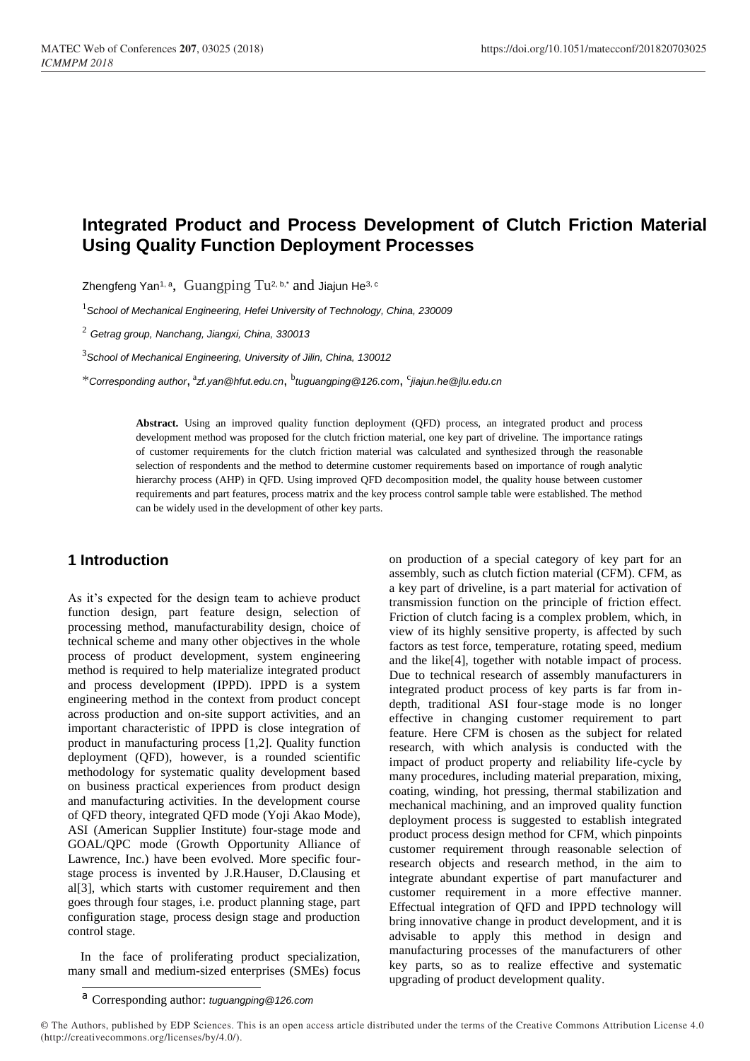# Integrated Product and Process Development of Clutch Friction Material Using Quality Function Deployment Processes

Zhengfeng Yan[1, a], Guangping Tu[2, b,*] and Jiajun He[3, c]

[1]*School of Mechanical Engineering, Hefei University of Technology, China, 230009*

[2] *Getrag group, Nanchang, Jiangxi, China, 330013*

[3]*School of Mechanical Engineering, University of Jilin, China, 130012*

*\*Corresponding author*, [a]*zf.yan@hfut.edu.cn*, [b]*tuguangping@126.com*, [c]*jiajun.he@jlu.edu.cn*

**Abstract.** Using an improved quality function deployment (QFD) process, an integrated product and process development method was proposed for the clutch friction material, one key part of driveline. The importance ratings of customer requirements for the clutch friction material was calculated and synthesized through the reasonable selection of respondents and the method to determine customer requirements based on importance of rough analytic hierarchy process (AHP) in QFD. Using improved QFD decomposition model, the quality house between customer requirements and part features, process matrix and the key process control sample table were established. The method can be widely used in the development of other key parts.

## 1 Introduction

As it's expected for the design team to achieve product function design, part feature design, selection of processing method, manufacturability design, choice of technical scheme and many other objectives in the whole process of product development, system engineering method is required to help materialize integrated product and process development (IPPD). IPPD is a system engineering method in the context from product concept across production and on-site support activities, and an important characteristic of IPPD is close integration of product in manufacturing process [1,2]. Quality function deployment (QFD), however, is a rounded scientific methodology for systematic quality development based on business practical experiences from product design and manufacturing activities. In the development course of QFD theory, integrated QFD mode (Yoji Akao Mode), ASI (American Supplier Institute) four-stage mode and GOAL/QPC mode (Growth Opportunity Alliance of Lawrence, Inc.) have been evolved. More specific four-stage process is invented by J.R.Hauser, D.Clausing et al[3], which starts with customer requirement and then goes through four stages, i.e. product planning stage, part configuration stage, process design stage and production control stage.

In the face of proliferating product specialization, many small and medium-sized enterprises (SMEs) focus on production of a special category of key part for an assembly, such as clutch fiction material (CFM). CFM, as a key part of driveline, is a part material for activation of transmission function on the principle of friction effect. Friction of clutch facing is a complex problem, which, in view of its highly sensitive property, is affected by such factors as test force, temperature, rotating speed, medium and the like[4], together with notable impact of process. Due to technical research of assembly manufacturers in integrated product process of key parts is far from in-depth, traditional ASI four-stage mode is no longer effective in changing customer requirement to part feature. Here CFM is chosen as the subject for related research, with which analysis is conducted with the impact of product property and reliability life-cycle by many procedures, including material preparation, mixing, coating, winding, hot pressing, thermal stabilization and mechanical machining, and an improved quality function deployment process is suggested to establish integrated product process design method for CFM, which pinpoints customer requirement through reasonable selection of research objects and research method, in the aim to integrate abundant expertise of part manufacturer and customer requirement in a more effective manner. Effectual integration of QFD and IPPD technology will bring innovative change in product development, and it is advisable to apply this method in design and manufacturing processes of the manufacturers of other key parts, so as to realize effective and systematic upgrading of product development quality.

[a] Corresponding author: *tuguangping@126.com*

© The Authors, published by EDP Sciences. This is an open access article distributed under the terms of the Creative Commons Attribution License 4.0 (http://creativecommons.org/licenses/by/4.0/).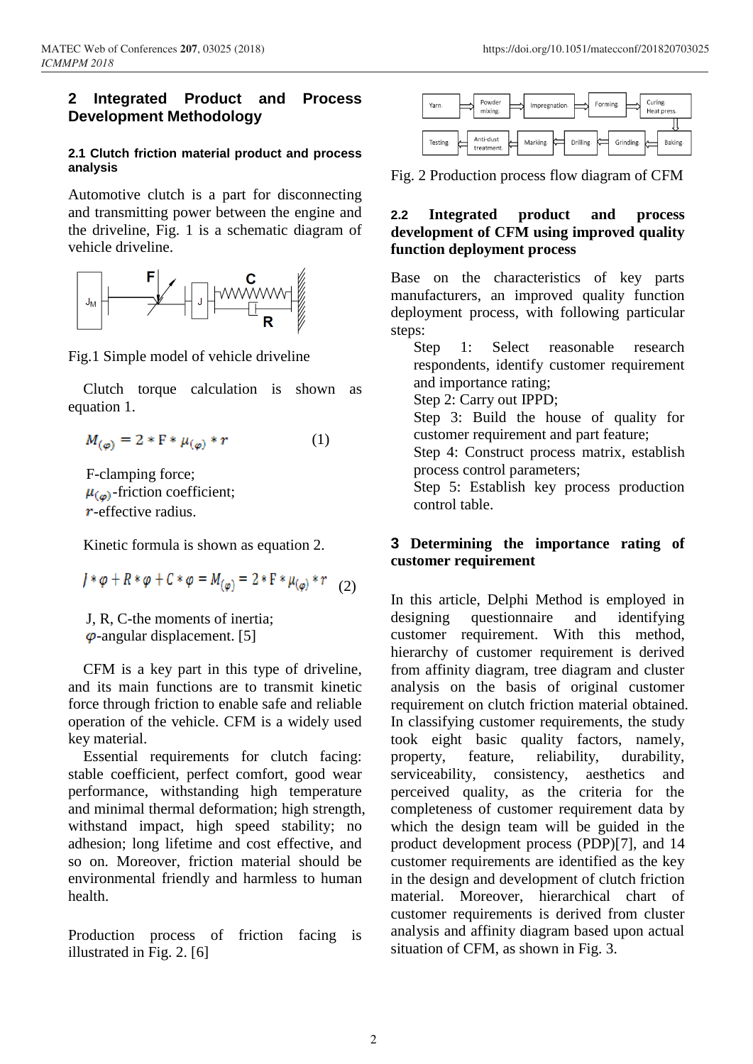## 2 Integrated Product and Process Development Methodology

### 2.1 Clutch friction material product and process analysis

Automotive clutch is a part for disconnecting and transmitting power between the engine and the driveline, Fig. 1 is a schematic diagram of vehicle driveline.

Fig.1 Simple model of vehicle driveline

Clutch torque calculation is shown as equation 1.

$$M_{(\varphi)} = 2 * F * \mu_{(\varphi)} * r \quad (1)$$

F-clamping force;
$\mu_{(\varphi)}$-friction coefficient;
$r$-effective radius.

Kinetic formula is shown as equation 2.

$$J * \varphi + R * \varphi + C * \varphi = M_{(\varphi)} = 2 * F * \mu_{(\varphi)} * r \quad (2)$$

J, R, C-the moments of inertia;
$\varphi$-angular displacement. [5]

CFM is a key part in this type of driveline, and its main functions are to transmit kinetic force through friction to enable safe and reliable operation of the vehicle. CFM is a widely used key material.

Essential requirements for clutch facing: stable coefficient, perfect comfort, good wear performance, withstanding high temperature and minimal thermal deformation; high strength, withstand impact, high speed stability; no adhesion; long lifetime and cost effective, and so on. Moreover, friction material should be environmental friendly and harmless to human health.

Production process of friction facing is illustrated in Fig. 2. [6]

Fig. 2 Production process flow diagram of CFM

### 2.2 Integrated product and process development of CFM using improved quality function deployment process

Base on the characteristics of key parts manufacturers, an improved quality function deployment process, with following particular steps:

Step 1: Select reasonable research respondents, identify customer requirement and importance rating;
Step 2: Carry out IPPD;
Step 3: Build the house of quality for customer requirement and part feature;
Step 4: Construct process matrix, establish process control parameters;
Step 5: Establish key process production control table.

## 3 Determining the importance rating of customer requirement

In this article, Delphi Method is employed in designing questionnaire and identifying customer requirement. With this method, hierarchy of customer requirement is derived from affinity diagram, tree diagram and cluster analysis on the basis of original customer requirement on clutch friction material obtained. In classifying customer requirements, the study took eight basic quality factors, namely, property, feature, reliability, durability, serviceability, consistency, aesthetics and perceived quality, as the criteria for the completeness of customer requirement data by which the design team will be guided in the product development process (PDP)[7], and 14 customer requirements are identified as the key in the design and development of clutch friction material. Moreover, hierarchical chart of customer requirements is derived from cluster analysis and affinity diagram based upon actual situation of CFM, as shown in Fig. 3.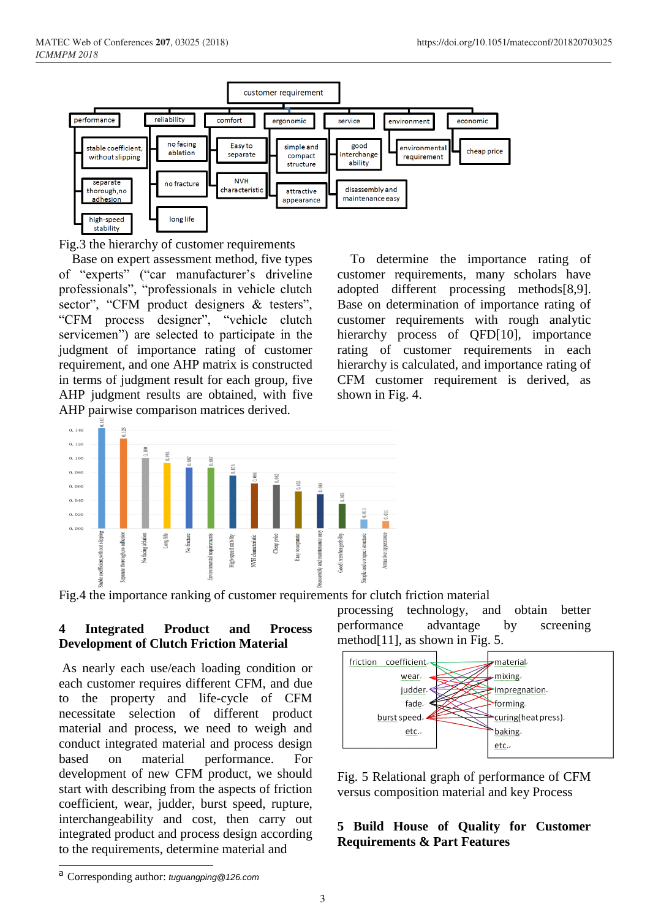Fig.3 the hierarchy of customer requirements

Base on expert assessment method, five types of "experts" ("car manufacturer's driveline professionals", "professionals in vehicle clutch sector", "CFM product designers & testers", "CFM process designer", "vehicle clutch servicemen") are selected to participate in the judgment of importance rating of customer requirement, and one AHP matrix is constructed in terms of judgment result for each group, five AHP judgment results are obtained, with five AHP pairwise comparison matrices derived.

To determine the importance rating of customer requirements, many scholars have adopted different processing methods[8,9]. Base on determination of importance rating of customer requirements with rough analytic hierarchy process of QFD[10], importance rating of customer requirements in each hierarchy is calculated, and importance rating of CFM customer requirement is derived, as shown in Fig. 4.

Fig.4 the importance ranking of customer requirements for clutch friction material

## 4 Integrated Product and Process Development of Clutch Friction Material

As nearly each use/each loading condition or each customer requires different CFM, and due to the property and life-cycle of CFM necessitate selection of different product material and process, we need to weigh and conduct integrated material and process design based on material performance. For development of new CFM product, we should start with describing from the aspects of friction coefficient, wear, judder, burst speed, rupture, interchangeability and cost, then carry out integrated product and process design according to the requirements, determine material and processing technology, and obtain better performance advantage by screening method[11], as shown in Fig. 5.

Fig. 5 Relational graph of performance of CFM versus composition material and key Process

## 5 Build House of Quality for Customer Requirements & Part Features

[a] Corresponding author: *tuguangping@126.com*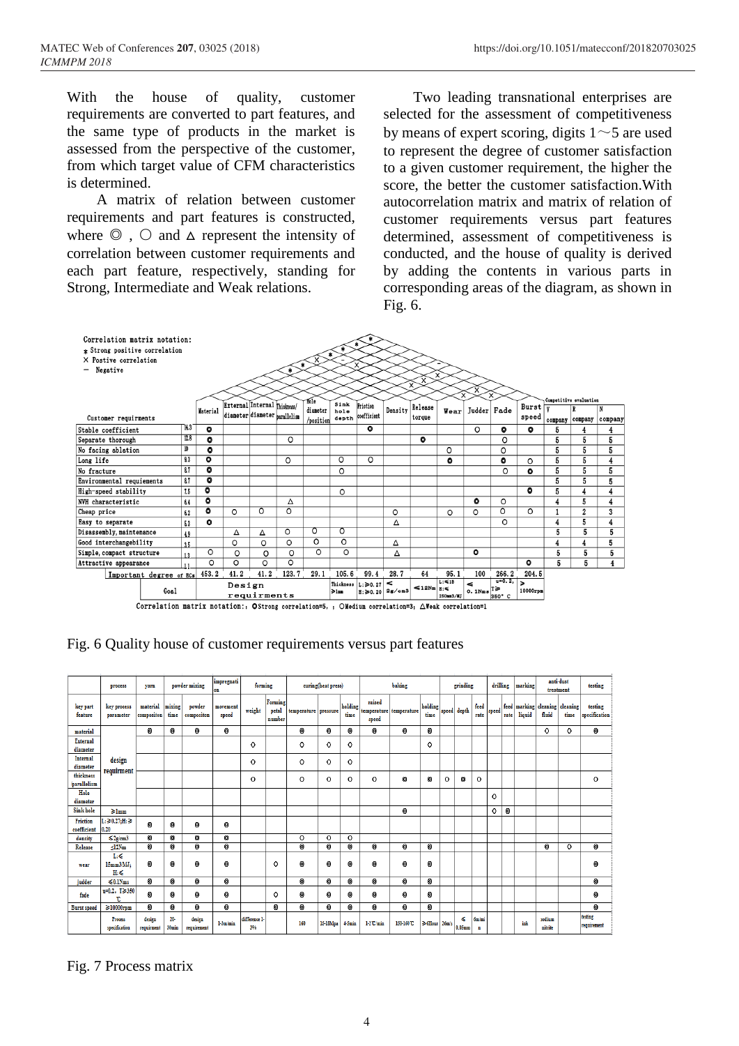With the house of quality, customer requirements are converted to part features, and the same type of products in the market is assessed from the perspective of the customer, from which target value of CFM characteristics is determined.

A matrix of relation between customer requirements and part features is constructed, where ◎, ○ and △ represent the intensity of correlation between customer requirements and each part feature, respectively, standing for Strong, Intermediate and Weak relations.

Two leading transnational enterprises are selected for the assessment of competitiveness by means of expert scoring, digits 1～5 are used to represent the degree of customer satisfaction to a given customer requirement, the higher the score, the better the customer satisfaction. With autocorrelation matrix and matrix of relation of customer requirements versus part features determined, assessment of competitiveness is conducted, and the house of quality is derived by adding the contents in various parts in corresponding areas of the diagram, as shown in Fig. 6.

Correlation matrix notation:
* Strong positive correlation
× Postive correlation
— Negative

| Customer requirements | | Material | External diameter | Internal diameter | Thickness/ parallelism | Hole diameter /position | Sink hole depth | Friction coefficient | Density | Release torque | Wear | Judder | Fade | Burst speed | Y company | K company | N company |
|---|---|---|---|---|---|---|---|---|---|---|---|---|---|---|---|---|---|
| Stable coefficient | 14.3 | ◎ | | | | | | ◎ | | | | ○ | ◎ | ◎ | 5 | 4 | 4 |
| Separate thorough | 12.8 | ◎ | | | ○ | | | | | ◎ | | | ○ | | 5 | 5 | 5 |
| No facing ablation | 10 | ◎ | | | | | | | | | ○ | | ○ | | 5 | 5 | 5 |
| Long life | 9.3 | ◎ | | | ○ | | ○ | ○ | | | ◎ | | ◎ | ○ | 5 | 5 | 4 |
| No fracture | 8.7 | ◎ | | | | | ○ | | | | | | ○ | ◎ | 5 | 5 | 5 |
| Environmental requirements | 8.7 | ◎ | | | | | | | | | | | | | 5 | 5 | 5 |
| High-speed stability | 7.5 | ◎ | | | | | ○ | | | | | | | ◎ | 5 | 4 | 5 |
| NVH characteristic | 6.4 | ◎ | | | △ | | | | | | | ◎ | ○ | | 4 | 5 | 4 |
| Cheap price | 6.2 | ◎ | ○ | ○ | ○ | | | | ○ | | ○ | ○ | ○ | ○ | 1 | 2 | 3 |
| Easy to separate | 5.3 | ◎ | | | | | | | △ | | | | ○ | | 4 | 5 | 4 |
| Disassembly, maintenance | 4.9 | | △ | △ | ○ | ○ | ○ | | | | | | | | 5 | 5 | 5 |
| Good interchangebility | 3.5 | | ○ | ○ | ○ | ○ | ○ | | △ | | | | | | 4 | 4 | 5 |
| Simple, compact structure | 1.3 | ○ | ○ | ○ | ○ | ○ | ○ | | △ | | | ◎ | | | 5 | 5 | 5 |
| Attractive appearance | 1.1 | ○ | ○ | ○ | ○ | | | | | | | | | ◎ | 5 | 5 | 4 |
| Important degree of RCs | | 453.2 | 41.2 | 41.2 | 123.7 | 29.1 | 105.6 | 99.4 | 28.7 | 64 | 95.1 | 100 | 266.2 | 204.5 | | | |
| Goal | | Design requirements | | | | | Thickness ≥1mm | L:≥0.37 H:≥0.20 | ≤2g/cm3 | ≤12Nm | L:≤18 H:≤ 250mm3/MJ | ≤0.1Nms | u=0.2, T≥350°C | >10000rpm | | | |

Correlation matrix notation: ◎Strong correlation=5; ○Medium correlation=3; △Weak correlation=1

Fig. 6 Quality house of customer requirements versus part features

| | process | yarn | powder mixing | | impregnation | forming | | curing(heat press) | | | baking | | | grinding | | | drilling | | marking | anti-dust treatment | | testing |
|---|---|---|---|---|---|---|---|---|---|---|---|---|---|---|---|---|---|---|---|---|---|---|
| key part feature | key process parameter | material compositon | mixing time | powder compositon | movement speed | weight | Forming petal number | temperature | pressure | holding time | raised temperature speed | temperature | holding time | speed | depth | feed rate | speed | feed rate | marking liquid | cleaning fluid | cleaning time | testing specification |
| material | design requirment | ◎ | ◎ | ◎ | ◎ | | | ◎ | ◎ | ◎ | ◎ | ◎ | ◎ | | | | | | | ○ | ○ | ◎ |
| External diameter | | | | | | ○ | | ○ | ○ | ○ | | | ○ | | | | | | | | | |
| Internal diameter | | | | | | ○ | | ○ | ○ | ○ | | | | | | | | | | | | |
| thickness /parallelism | | | | | | ○ | | ○ | ○ | ○ | ○ | ◎ | ◎ | ○ | ◎ | ○ | | | | | | ○ |
| Hole diameter | | | | | | | | | | | | | | | | | ○ | | | | | |
| Sink hole | ≥1mm | | | | | | | | | | | ◎ | | | | | ○ | ◎ | | | | |
| Friction coefficient | L:≥0.37;H:≥0.20 | ◎ | ◎ | ◎ | ◎ | | | | | | | | | | | | | | | | | |
| density | ≤2g/cm3 | ◎ | ◎ | ◎ | ◎ | | | ○ | ○ | ○ | | | | | | | | | | | | |
| Release | ≤12Nm | ◎ | ◎ | ◎ | ◎ | | | ◎ | ◎ | ◎ | ◎ | ◎ | ◎ | | | | | | | ◎ | ○ | ◎ |
| wear | L:≤15mm3/MJ; H:≤ | ◎ | ◎ | ◎ | ◎ | | ○ | ◎ | ◎ | ◎ | ◎ | ◎ | ◎ | | | | | | | | | ◎ |
| judder | ≤0.1Nms | ◎ | ◎ | ◎ | ◎ | | | ◎ | ◎ | ◎ | ◎ | ◎ | ◎ | | | | | | | | | ◎ |
| fade | u=0.2, T≥350℃ | ◎ | ◎ | ◎ | ◎ | | ○ | ◎ | ◎ | ◎ | ◎ | ◎ | ◎ | | | | | | | | | ◎ |
| Burst speed | ≥10000rpm | ◎ | ◎ | ◎ | ◎ | | ◎ | ◎ | ◎ | ◎ | ◎ | ◎ | ◎ | | | | | | | | | ◎ |
| | Process specification | design requirment | 20-30min | design requirment | 1-3m/min | difference 1-3% | | 160 | 35-18Mpa | 4-5min | 1-3℃/min | 150-160℃ | 3-4Hour | 24m/s | ≤0.05mm | 6m/min | | | ink | sodium nitrite | | testing requirement |

Fig. 7 Process matrix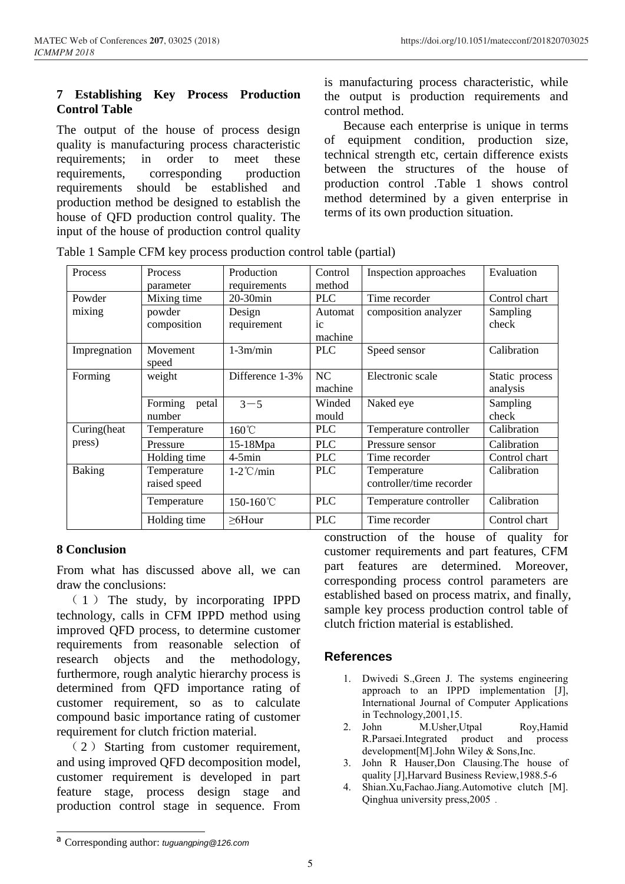## 7 Establishing Key Process Production Control Table

The output of the house of process design quality is manufacturing process characteristic requirements; in order to meet these requirements, corresponding production requirements should be established and production method be designed to establish the house of QFD production control quality. The input of the house of production control quality is manufacturing process characteristic, while the output is production requirements and control method.

Because each enterprise is unique in terms of equipment condition, production size, technical strength etc, certain difference exists between the structures of the house of production control .Table 1 shows control method determined by a given enterprise in terms of its own production situation.

Table 1 Sample CFM key process production control table (partial)

| Process | Process parameter | Production requirements | Control method | Inspection approaches | Evaluation |
|---|---|---|---|---|---|
| Powder mixing | Mixing time | 20-30min | PLC | Time recorder | Control chart |
| | powder composition | Design requirement | Automatic machine | composition analyzer | Sampling check |
| Impregnation | Movement speed | 1-3m/min | PLC | Speed sensor | Calibration |
| Forming | weight | Difference 1-3% | NC machine | Electronic scale | Static process analysis |
| | Forming petal number | 3－5 | Winded mould | Naked eye | Sampling check |
| Curing(heat press) | Temperature | 160℃ | PLC | Temperature controller | Calibration |
| | Pressure | 15-18Mpa | PLC | Pressure sensor | Calibration |
| | Holding time | 4-5min | PLC | Time recorder | Control chart |
| Baking | Temperature raised speed | 1-2℃/min | PLC | Temperature controller/time recorder | Calibration |
| | Temperature | 150-160℃ | PLC | Temperature controller | Calibration |
| | Holding time | ≥6Hour | PLC | Time recorder | Control chart |

## 8 Conclusion

From what has discussed above all, we can draw the conclusions:

（1）The study, by incorporating IPPD technology, calls in CFM IPPD method using improved QFD process, to determine customer requirements from reasonable selection of research objects and the methodology, furthermore, rough analytic hierarchy process is determined from QFD importance rating of customer requirement, so as to calculate compound basic importance rating of customer requirement for clutch friction material.

（2）Starting from customer requirement, and using improved QFD decomposition model, customer requirement is developed in part feature stage, process design stage and production control stage in sequence. From construction of the house of quality for customer requirements and part features, CFM part features are determined. Moreover, corresponding process control parameters are established based on process matrix, and finally, sample key process production control table of clutch friction material is established.

## References

1. Dwivedi S.,Green J. The systems engineering approach to an IPPD implementation [J], International Journal of Computer Applications in Technology,2001,15.
2. John M.Usher,Utpal Roy,Hamid R.Parsaei.Integrated product and process development[M].John Wiley & Sons,Inc.
3. John R Hauser,Don Clausing.The house of quality [J],Harvard Business Review,1988.5-6
4. Shian.Xu,Fachao.Jiang.Automotive clutch [M]. Qinghua university press,2005 .

[a] Corresponding author: *tuguangping@126.com*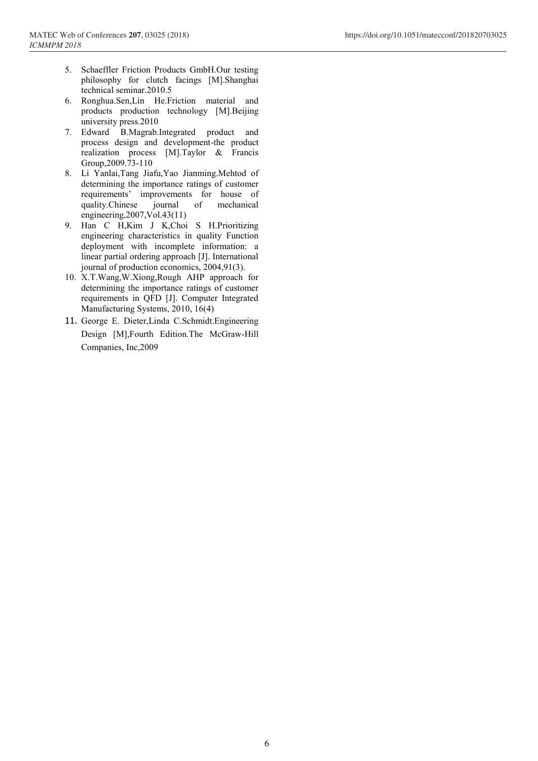5. Schaeffler Friction Products GmbH.Our testing philosophy for clutch facings [M].Shanghai technical seminar.2010.5
6. Ronghua.Sen,Lin He.Friction material and products production technology [M].Beijing university press.2010
7. Edward B.Magrab.Integrated product and process design and development-the product realization process [M].Taylor & Francis Group,2009.73-110
8. Li Yanlai,Tang Jiafu,Yao Jianming.Mehtod of determining the importance ratings of customer requirements' improvements for house of quality.Chinese journal of mechanical engineering,2007,Vol.43(11)
9. Han C H,Kim J K,Choi S H.Prioritizing engineering characteristics in quality Function deployment with incomplete information: a linear partial ordering approach [J]. International journal of production economics, 2004,91(3).
10. X.T.Wang,W.Xiong,Rough AHP approach for determining the importance ratings of customer requirements in QFD [J]. Computer Integrated Manufacturing Systems, 2010, 16(4)
11. George E. Dieter,Linda C.Schmidt.Engineering Design [M],Fourth Edition.The McGraw-Hill Companies, Inc,2009